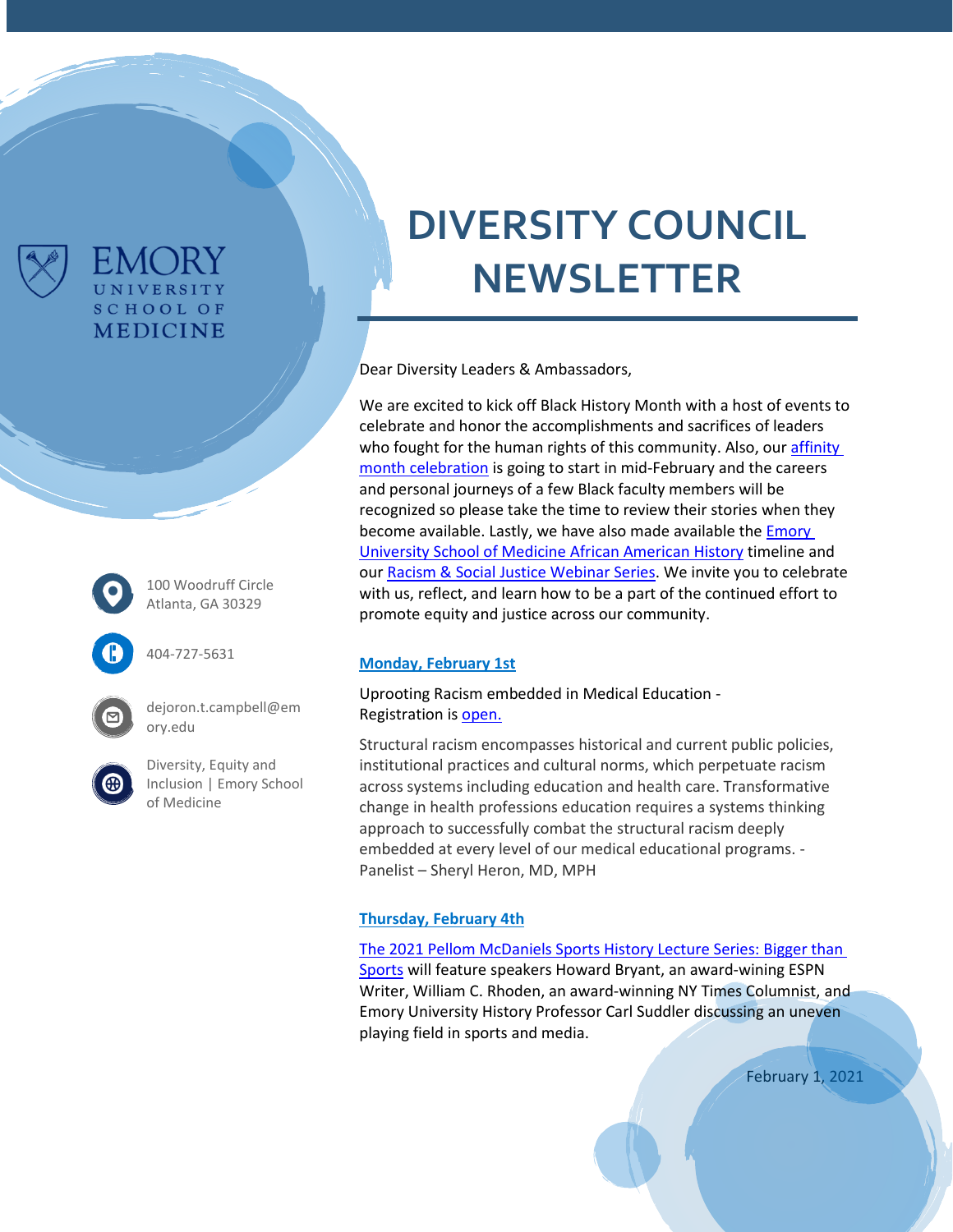# DIVERSITY COUNCIL NEWSLETTER

Emory University School of Medicine

100 Woodruff Circle
Atlanta, GA 30329

404-727-5631

dejoron.t.campbell@emory.edu

Diversity, Equity and Inclusion | Emory School of Medicine

Dear Diversity Leaders & Ambassadors,

We are excited to kick off Black History Month with a host of events to celebrate and honor the accomplishments and sacrifices of leaders who fought for the human rights of this community. Also, our affinity month celebration is going to start in mid-February and the careers and personal journeys of a few Black faculty members will be recognized so please take the time to review their stories when they become available. Lastly, we have also made available the Emory University School of Medicine African American History timeline and our Racism & Social Justice Webinar Series. We invite you to celebrate with us, reflect, and learn how to be a part of the continued effort to promote equity and justice across our community.

## Monday, February 1st

Uprooting Racism embedded in Medical Education -
Registration is open.

Structural racism encompasses historical and current public policies, institutional practices and cultural norms, which perpetuate racism across systems including education and health care. Transformative change in health professions education requires a systems thinking approach to successfully combat the structural racism deeply embedded at every level of our medical educational programs. - Panelist – Sheryl Heron, MD, MPH

## Thursday, February 4th

The 2021 Pellom McDaniels Sports History Lecture Series: Bigger than Sports will feature speakers Howard Bryant, an award-wining ESPN Writer, William C. Rhoden, an award-winning NY Times Columnist, and Emory University History Professor Carl Suddler discussing an uneven playing field in sports and media.

February 1, 2021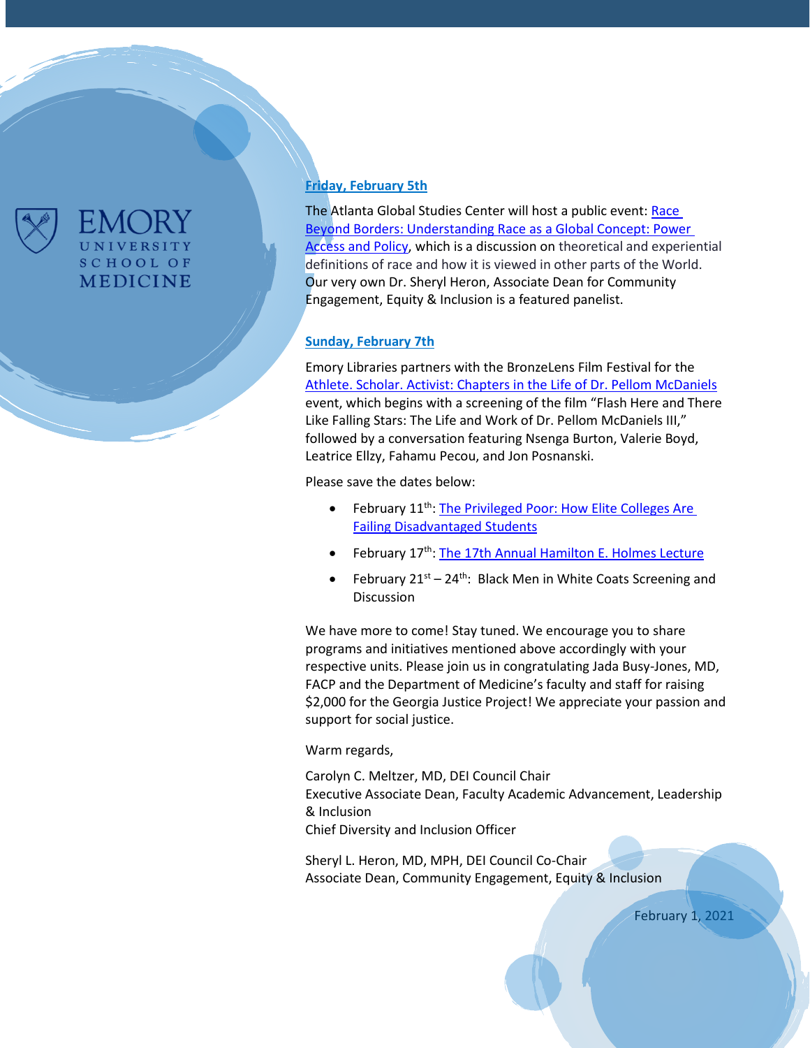**Friday, February 5th**

The Atlanta Global Studies Center will host a public event: Race Beyond Borders: Understanding Race as a Global Concept: Power Access and Policy, which is a discussion on theoretical and experiential definitions of race and how it is viewed in other parts of the World. Our very own Dr. Sheryl Heron, Associate Dean for Community Engagement, Equity & Inclusion is a featured panelist.

**Sunday, February 7th**

Emory Libraries partners with the BronzeLens Film Festival for the Athlete. Scholar. Activist: Chapters in the Life of Dr. Pellom McDaniels event, which begins with a screening of the film "Flash Here and There Like Falling Stars: The Life and Work of Dr. Pellom McDaniels III," followed by a conversation featuring Nsenga Burton, Valerie Boyd, Leatrice Ellzy, Fahamu Pecou, and Jon Posnanski.

Please save the dates below:

- February 11th: The Privileged Poor: How Elite Colleges Are Failing Disadvantaged Students
- February 17th: The 17th Annual Hamilton E. Holmes Lecture
- February 21st – 24th: Black Men in White Coats Screening and Discussion

We have more to come! Stay tuned. We encourage you to share programs and initiatives mentioned above accordingly with your respective units. Please join us in congratulating Jada Busy-Jones, MD, FACP and the Department of Medicine's faculty and staff for raising $2,000 for the Georgia Justice Project! We appreciate your passion and support for social justice.

Warm regards,

Carolyn C. Meltzer, MD, DEI Council Chair
Executive Associate Dean, Faculty Academic Advancement, Leadership & Inclusion
Chief Diversity and Inclusion Officer

Sheryl L. Heron, MD, MPH, DEI Council Co-Chair
Associate Dean, Community Engagement, Equity & Inclusion

February 1, 2021